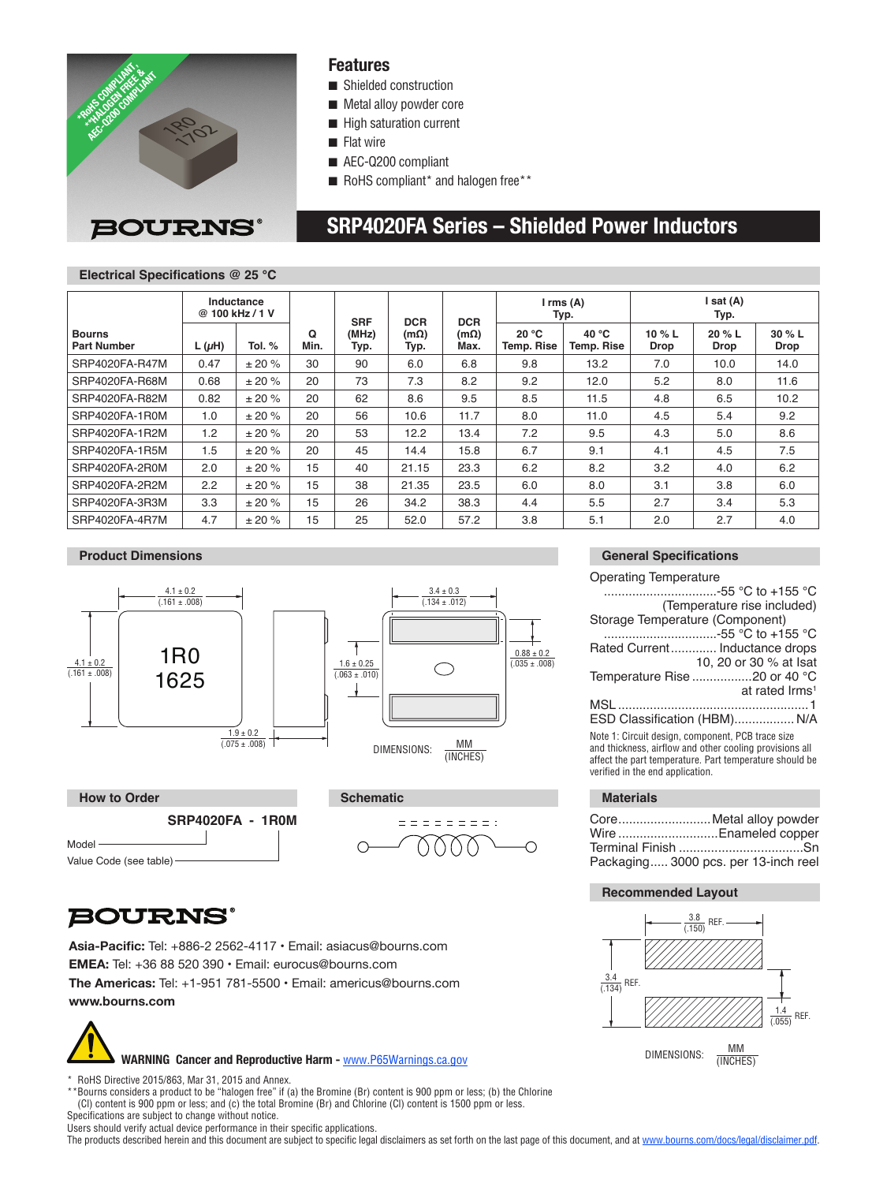*RoHS COMPLIANT, **HALOGEN FREE & AEC-Q200 COMPLIANT

BOURNS®

## Features

- Shielded construction
- Metal alloy powder core
- High saturation current
- Flat wire
- AEC-Q200 compliant
- RoHS compliant* and halogen free**

# SRP4020FA Series – Shielded Power Inductors

## Electrical Specifications @ 25 °C

| Bourns Part Number | Inductance @ 100 kHz / 1 V | | Q Min. | SRF (MHz) Typ. | DCR (mΩ) Typ. | DCR (mΩ) Max. | I rms (A) Typ. | | I sat (A) Typ. | | |
|---|---|---|---|---|---|---|---|---|---|---|---|
| | L (μH) | Tol. % | | | | | 20 °C Temp. Rise | 40 °C Temp. Rise | 10 % L Drop | 20 % L Drop | 30 % L Drop |
| SRP4020FA-R47M | 0.47 | ± 20 % | 30 | 90 | 6.0 | 6.8 | 9.8 | 13.2 | 7.0 | 10.0 | 14.0 |
| SRP4020FA-R68M | 0.68 | ± 20 % | 20 | 73 | 7.3 | 8.2 | 9.2 | 12.0 | 5.2 | 8.0 | 11.6 |
| SRP4020FA-R82M | 0.82 | ± 20 % | 20 | 62 | 8.6 | 9.5 | 8.5 | 11.5 | 4.8 | 6.5 | 10.2 |
| SRP4020FA-1R0M | 1.0 | ± 20 % | 20 | 56 | 10.6 | 11.7 | 8.0 | 11.0 | 4.5 | 5.4 | 9.2 |
| SRP4020FA-1R2M | 1.2 | ± 20 % | 20 | 53 | 12.2 | 13.4 | 7.2 | 9.5 | 4.3 | 5.0 | 8.6 |
| SRP4020FA-1R5M | 1.5 | ± 20 % | 20 | 45 | 14.4 | 15.8 | 6.7 | 9.1 | 4.1 | 4.5 | 7.5 |
| SRP4020FA-2R0M | 2.0 | ± 20 % | 15 | 40 | 21.15 | 23.3 | 6.2 | 8.2 | 3.2 | 4.0 | 6.2 |
| SRP4020FA-2R2M | 2.2 | ± 20 % | 15 | 38 | 21.35 | 23.5 | 6.0 | 8.0 | 3.1 | 3.8 | 6.0 |
| SRP4020FA-3R3M | 3.3 | ± 20 % | 15 | 26 | 34.2 | 38.3 | 4.4 | 5.5 | 2.7 | 3.4 | 5.3 |
| SRP4020FA-4R7M | 4.7 | ± 20 % | 15 | 25 | 52.0 | 57.2 | 3.8 | 5.1 | 2.0 | 2.7 | 4.0 |

## Product Dimensions

4.1 ± 0.2 (.161 ± .008)

4.1 ± 0.2 (.161 ± .008)

1R0 1625

1.9 ± 0.2 (.075 ± .008)

3.4 ± 0.3 (.134 ± .012)

1.6 ± 0.25 (.063 ± .010)

0.88 ± 0.2 (.035 ± .008)

DIMENSIONS: MM (INCHES)

## General Specifications

Operating Temperature ................................-55 °C to +155 °C (Temperature rise included)

Storage Temperature (Component) ................................-55 °C to +155 °C

Rated Current............. Inductance drops 10, 20 or 30 % at Isat

Temperature Rise .................20 or 40 °C at rated Irms[1]

MSL ......................................................1

ESD Classification (HBM)................. N/A

Note 1: Circuit design, component, PCB trace size and thickness, airflow and other cooling provisions all affect the part temperature. Part temperature should be verified in the end application.

## How to Order

SRP4020FA - 1R0M

Model

Value Code (see table)

## Schematic

## Materials

Core.......................... Metal alloy powder

Wire ............................Enameled copper

Terminal Finish ...................................Sn

Packaging..... 3000 pcs. per 13-inch reel

## Recommended Layout

3.8 (.150) REF.

3.4 (.134) REF.

1.4 (.055) REF.

DIMENSIONS: MM (INCHES)

BOURNS®

**Asia-Pacific:** Tel: +886-2 2562-4117 • Email: asiacus@bourns.com

**EMEA:** Tel: +36 88 520 390 • Email: eurocus@bourns.com

**The Americas:** Tel: +1-951 781-5500 • Email: americus@bourns.com

**www.bourns.com**

**WARNING Cancer and Reproductive Harm -** www.P65Warnings.ca.gov

\* RoHS Directive 2015/863, Mar 31, 2015 and Annex.

\*\*Bourns considers a product to be "halogen free" if (a) the Bromine (Br) content is 900 ppm or less; (b) the Chlorine (Cl) content is 900 ppm or less; and (c) the total Bromine (Br) and Chlorine (Cl) content is 1500 ppm or less.

Specifications are subject to change without notice.

Users should verify actual device performance in their specific applications.

The products described herein and this document are subject to specific legal disclaimers as set forth on the last page of this document, and at www.bourns.com/docs/legal/disclaimer.pdf.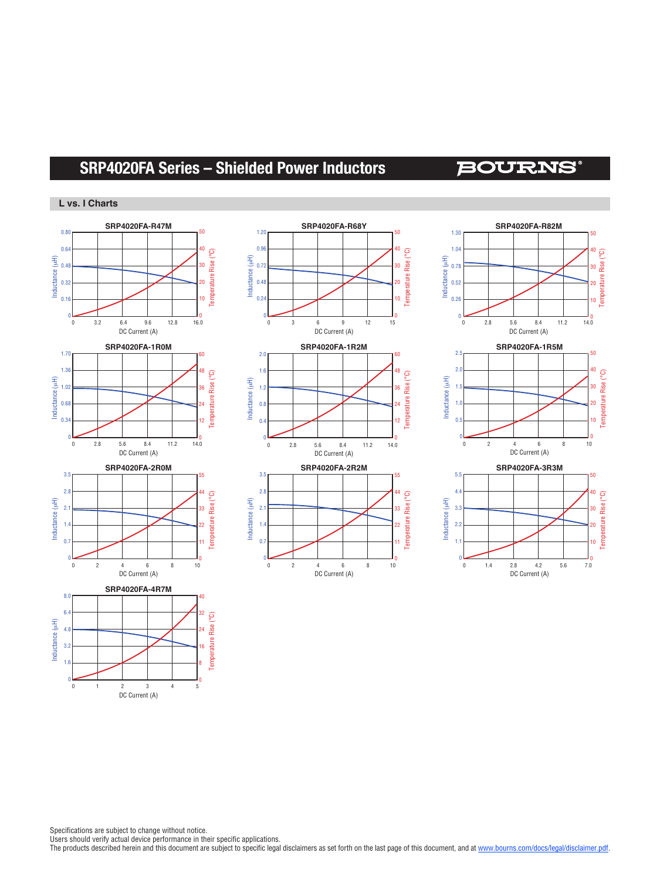# SRP4020FA Series – Shielded Power Inductors

## L vs. I Charts

**SRP4020FA-R47M**

Inductance (μH): 0, 0.16, 0.32, 0.48, 0.64, 0.80
Temperature Rise (°C): 0, 10, 20, 30, 40, 50
DC Current (A): 0, 3.2, 6.4, 9.6, 12.8, 16.0

**SRP4020FA-R68Y**

Inductance (μH): 0, 0.24, 0.48, 0.72, 0.96, 1.20
Temperature Rise (°C): 0, 10, 20, 30, 40, 50
DC Current (A): 0, 3, 6, 9, 12, 15

**SRP4020FA-R82M**

Inductance (μH): 0, 0.26, 0.52, 0.78, 1.04, 1.30
Temperature Rise (°C): 0, 10, 20, 30, 40, 50
DC Current (A): 0, 2.8, 5.6, 8.4, 11.2, 14.0

**SRP4020FA-1R0M**

Inductance (μH): 0, 0.34, 0.68, 1.02, 1.36, 1.70
Temperature Rise (°C): 0, 12, 24, 36, 48, 60
DC Current (A): 0, 2.8, 5.6, 8.4, 11.2, 14.0

**SRP4020FA-1R2M**

Inductance (μH): 0, 0.4, 0.8, 1.2, 1.6, 2.0
Temperature Rise (°C): 0, 12, 24, 36, 48, 60
DC Current (A): 0, 2.8, 5.6, 8.4, 11.2, 14.0

**SRP4020FA-1R5M**

Inductance (μH): 0, 0.5, 1.0, 1.5, 2.0, 2.5
Temperature Rise (°C): 0, 10, 20, 30, 40, 50
DC Current (A): 0, 2, 4, 6, 8, 10

**SRP4020FA-2R0M**

Inductance (μH): 0, 0.7, 1.4, 2.1, 2.8, 3.5
Temperature Rise (°C): 0, 11, 22, 33, 44, 55
DC Current (A): 0, 2, 4, 6, 8, 10

**SRP4020FA-2R2M**

Inductance (μH): 0, 0.7, 1.4, 2.1, 2.8, 3.5
Temperature Rise (°C): 0, 11, 22, 33, 44, 55
DC Current (A): 0, 2, 4, 6, 8, 10

**SRP4020FA-3R3M**

Inductance (μH): 0, 1.1, 2.2, 3.3, 4.4, 5.5
Temperature Rise (°C): 0, 10, 20, 30, 40, 50
DC Current (A): 0, 1.4, 2.8, 4.2, 5.6, 7.0

**SRP4020FA-4R7M**

Inductance (μH): 0, 1.6, 3.2, 4.8, 6.4, 8.0
Temperature Rise (°C): 0, 8, 16, 24, 32, 40
DC Current (A): 0, 1, 2, 3, 4, 5

Specifications are subject to change without notice.
Users should verify actual device performance in their specific applications.
The products described herein and this document are subject to specific legal disclaimers as set forth on the last page of this document, and at www.bourns.com/docs/legal/disclaimer.pdf.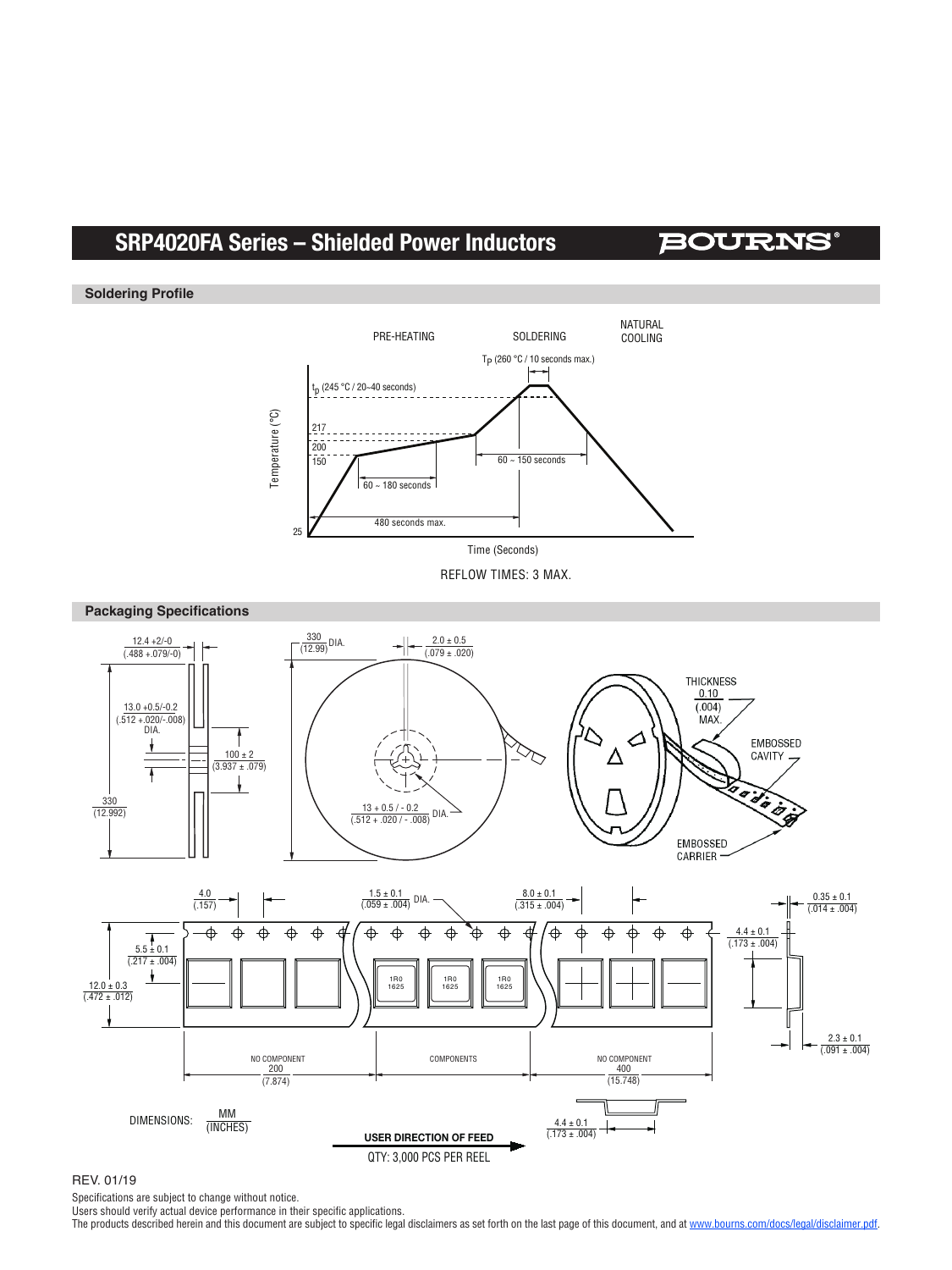# SRP4020FA Series – Shielded Power Inductors

## Soldering Profile

PRE-HEATING

SOLDERING

NATURAL COOLING

$T_P$ (260 °C / 10 seconds max.)

$t_p$ (245 °C / 20~40 seconds)

Temperature (°C)

217

200

150

25

60 ~ 150 seconds

60 ~ 180 seconds

480 seconds max.

Time (Seconds)

REFLOW TIMES: 3 MAX.

## Packaging Specifications

12.4 +2/-0 (.488 +.079/-0)

330 (12.99) DIA.

2.0 ± 0.5 (.079 ± .020)

13.0 +0.5/-0.2 (.512 +.020/-.008) DIA.

100 ± 2 (3.937 ± .079)

330 (12.992)

13 + 0.5 / - 0.2 (.512 + .020 / - .008) DIA.

THICKNESS 0.10 (.004) MAX.

EMBOSSED CAVITY

EMBOSSED CARRIER

4.0 (.157)

1.5 ± 0.1 (.059 ± .004) DIA.

8.0 ± 0.1 (.315 ± .004)

0.35 ± 0.1 (.014 ± .004)

5.5 ± 0.1 (.217 ± .004)

4.4 ± 0.1 (.173 ± .004)

12.0 ± 0.3 (.472 ± .012)

1R0 1625

2.3 ± 0.1 (.091 ± .004)

NO COMPONENT 200 (7.874)

COMPONENTS

NO COMPONENT 400 (15.748)

DIMENSIONS: $\frac{\text{MM}}{\text{(INCHES)}}$

4.4 ± 0.1 (.173 ± .004)

**USER DIRECTION OF FEED**

QTY: 3,000 PCS PER REEL

REV. 01/19

Specifications are subject to change without notice.

Users should verify actual device performance in their specific applications.

The products described herein and this document are subject to specific legal disclaimers as set forth on the last page of this document, and at www.bourns.com/docs/legal/disclaimer.pdf.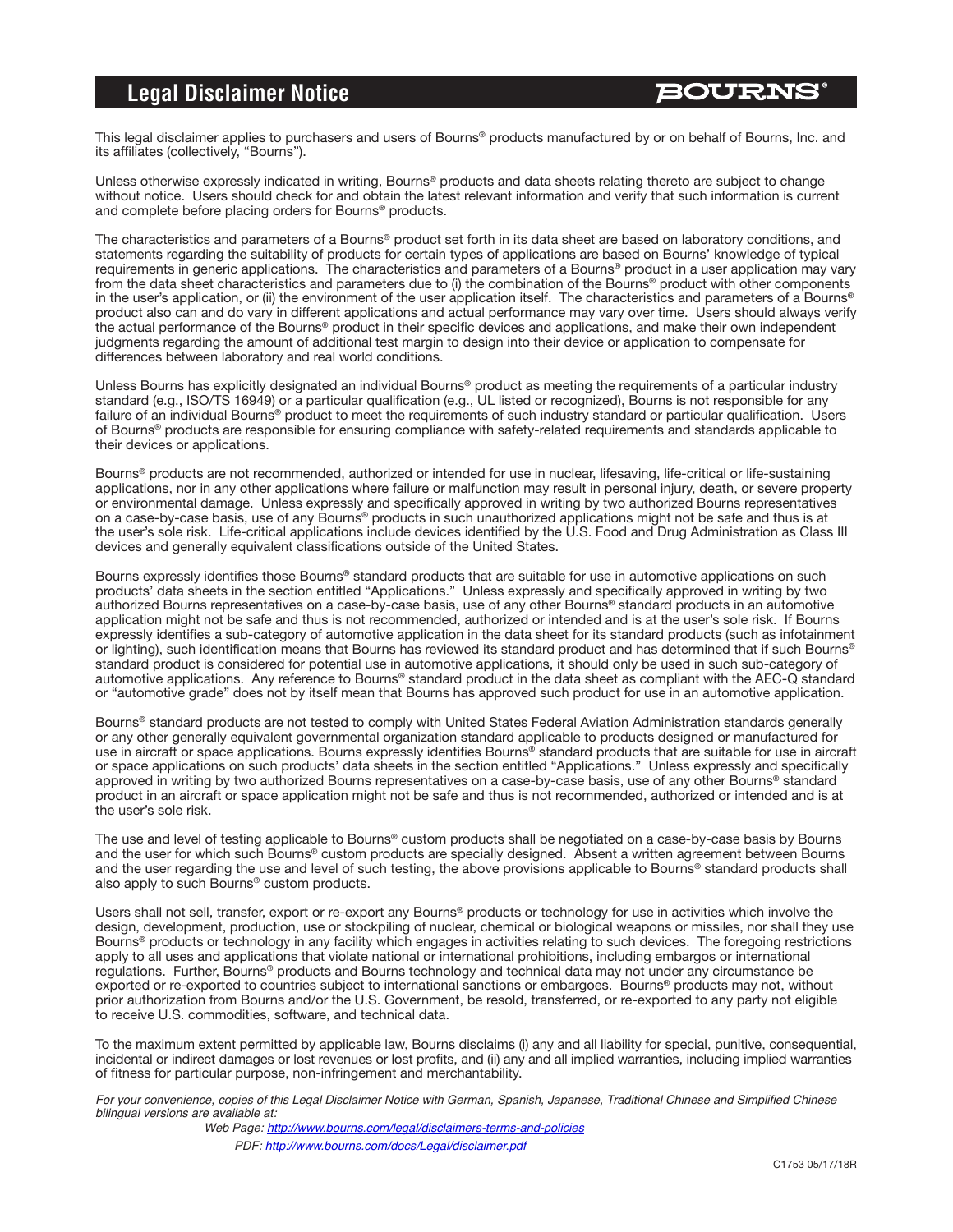# Legal Disclaimer Notice

**BOURNS®**

This legal disclaimer applies to purchasers and users of Bourns® products manufactured by or on behalf of Bourns, Inc. and its affiliates (collectively, "Bourns").

Unless otherwise expressly indicated in writing, Bourns® products and data sheets relating thereto are subject to change without notice. Users should check for and obtain the latest relevant information and verify that such information is current and complete before placing orders for Bourns® products.

The characteristics and parameters of a Bourns® product set forth in its data sheet are based on laboratory conditions, and statements regarding the suitability of products for certain types of applications are based on Bourns' knowledge of typical requirements in generic applications. The characteristics and parameters of a Bourns® product in a user application may vary from the data sheet characteristics and parameters due to (i) the combination of the Bourns® product with other components in the user's application, or (ii) the environment of the user application itself. The characteristics and parameters of a Bourns® product also can and do vary in different applications and actual performance may vary over time. Users should always verify the actual performance of the Bourns® product in their specific devices and applications, and make their own independent judgments regarding the amount of additional test margin to design into their device or application to compensate for differences between laboratory and real world conditions.

Unless Bourns has explicitly designated an individual Bourns® product as meeting the requirements of a particular industry standard (e.g., ISO/TS 16949) or a particular qualification (e.g., UL listed or recognized), Bourns is not responsible for any failure of an individual Bourns® product to meet the requirements of such industry standard or particular qualification. Users of Bourns® products are responsible for ensuring compliance with safety-related requirements and standards applicable to their devices or applications.

Bourns® products are not recommended, authorized or intended for use in nuclear, lifesaving, life-critical or life-sustaining applications, nor in any other applications where failure or malfunction may result in personal injury, death, or severe property or environmental damage. Unless expressly and specifically approved in writing by two authorized Bourns representatives on a case-by-case basis, use of any Bourns® products in such unauthorized applications might not be safe and thus is at the user's sole risk. Life-critical applications include devices identified by the U.S. Food and Drug Administration as Class III devices and generally equivalent classifications outside of the United States.

Bourns expressly identifies those Bourns® standard products that are suitable for use in automotive applications on such products' data sheets in the section entitled "Applications." Unless expressly and specifically approved in writing by two authorized Bourns representatives on a case-by-case basis, use of any other Bourns® standard products in an automotive application might not be safe and thus is not recommended, authorized or intended and is at the user's sole risk. If Bourns expressly identifies a sub-category of automotive application in the data sheet for its standard products (such as infotainment or lighting), such identification means that Bourns has reviewed its standard product and has determined that if such Bourns® standard product is considered for potential use in automotive applications, it should only be used in such sub-category of automotive applications. Any reference to Bourns® standard product in the data sheet as compliant with the AEC-Q standard or "automotive grade" does not by itself mean that Bourns has approved such product for use in an automotive application.

Bourns® standard products are not tested to comply with United States Federal Aviation Administration standards generally or any other generally equivalent governmental organization standard applicable to products designed or manufactured for use in aircraft or space applications. Bourns expressly identifies Bourns® standard products that are suitable for use in aircraft or space applications on such products' data sheets in the section entitled "Applications." Unless expressly and specifically approved in writing by two authorized Bourns representatives on a case-by-case basis, use of any other Bourns® standard product in an aircraft or space application might not be safe and thus is not recommended, authorized or intended and is at the user's sole risk.

The use and level of testing applicable to Bourns® custom products shall be negotiated on a case-by-case basis by Bourns and the user for which such Bourns® custom products are specially designed. Absent a written agreement between Bourns and the user regarding the use and level of such testing, the above provisions applicable to Bourns® standard products shall also apply to such Bourns® custom products.

Users shall not sell, transfer, export or re-export any Bourns® products or technology for use in activities which involve the design, development, production, use or stockpiling of nuclear, chemical or biological weapons or missiles, nor shall they use Bourns® products or technology in any facility which engages in activities relating to such devices. The foregoing restrictions apply to all uses and applications that violate national or international prohibitions, including embargos or international regulations. Further, Bourns® products and Bourns technology and technical data may not under any circumstance be exported or re-exported to countries subject to international sanctions or embargoes. Bourns® products may not, without prior authorization from Bourns and/or the U.S. Government, be resold, transferred, or re-exported to any party not eligible to receive U.S. commodities, software, and technical data.

To the maximum extent permitted by applicable law, Bourns disclaims (i) any and all liability for special, punitive, consequential, incidental or indirect damages or lost revenues or lost profits, and (ii) any and all implied warranties, including implied warranties of fitness for particular purpose, non-infringement and merchantability.

*For your convenience, copies of this Legal Disclaimer Notice with German, Spanish, Japanese, Traditional Chinese and Simplified Chinese bilingual versions are available at:*

*Web Page: http://www.bourns.com/legal/disclaimers-terms-and-policies*

*PDF: http://www.bourns.com/docs/Legal/disclaimer.pdf*

C1753 05/17/18R